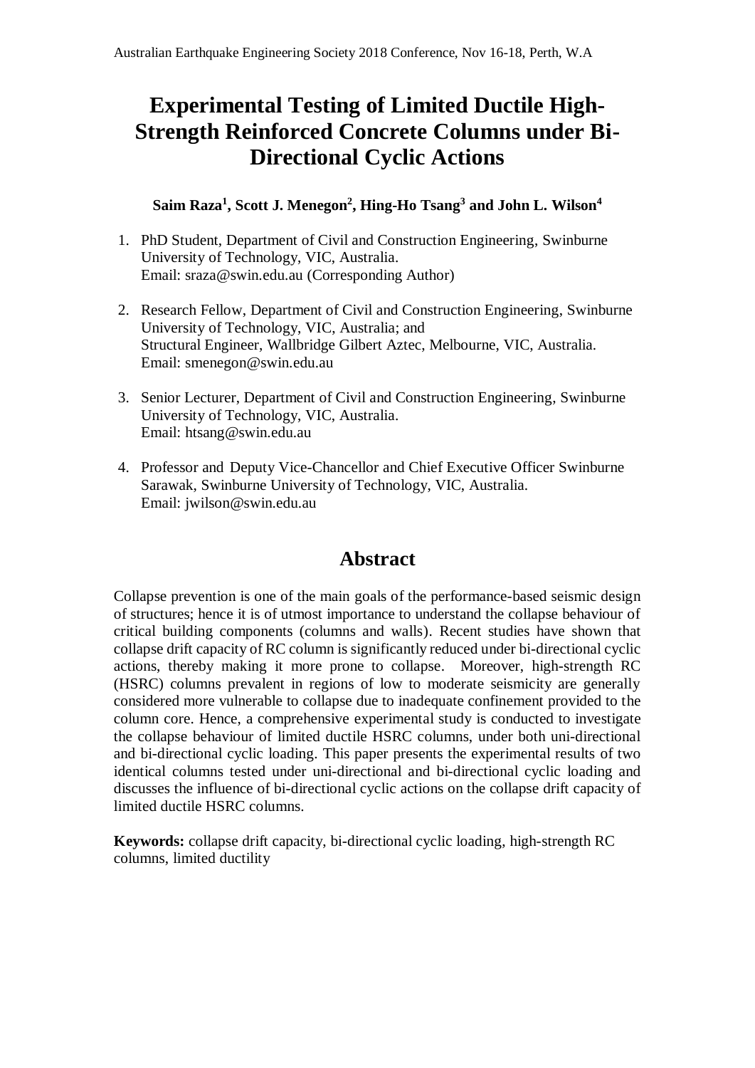# Experimental Testing of Limited Ductile High-Strength Reinforced Concrete Columns under Bi-Directional Cyclic Actions

**Saim Raza[1], Scott J. Menegon[2], Hing-Ho Tsang[3] and John L. Wilson[4]**

1. PhD Student, Department of Civil and Construction Engineering, Swinburne University of Technology, VIC, Australia.
   Email: sraza@swin.edu.au (Corresponding Author)

2. Research Fellow, Department of Civil and Construction Engineering, Swinburne University of Technology, VIC, Australia; and
   Structural Engineer, Wallbridge Gilbert Aztec, Melbourne, VIC, Australia.
   Email: smenegon@swin.edu.au

3. Senior Lecturer, Department of Civil and Construction Engineering, Swinburne University of Technology, VIC, Australia.
   Email: htsang@swin.edu.au

4. Professor and Deputy Vice-Chancellor and Chief Executive Officer Swinburne Sarawak, Swinburne University of Technology, VIC, Australia.
   Email: jwilson@swin.edu.au

## Abstract

Collapse prevention is one of the main goals of the performance-based seismic design of structures; hence it is of utmost importance to understand the collapse behaviour of critical building components (columns and walls). Recent studies have shown that collapse drift capacity of RC column is significantly reduced under bi-directional cyclic actions, thereby making it more prone to collapse. Moreover, high-strength RC (HSRC) columns prevalent in regions of low to moderate seismicity are generally considered more vulnerable to collapse due to inadequate confinement provided to the column core. Hence, a comprehensive experimental study is conducted to investigate the collapse behaviour of limited ductile HSRC columns, under both uni-directional and bi-directional cyclic loading. This paper presents the experimental results of two identical columns tested under uni-directional and bi-directional cyclic loading and discusses the influence of bi-directional cyclic actions on the collapse drift capacity of limited ductile HSRC columns.

**Keywords:** collapse drift capacity, bi-directional cyclic loading, high-strength RC columns, limited ductility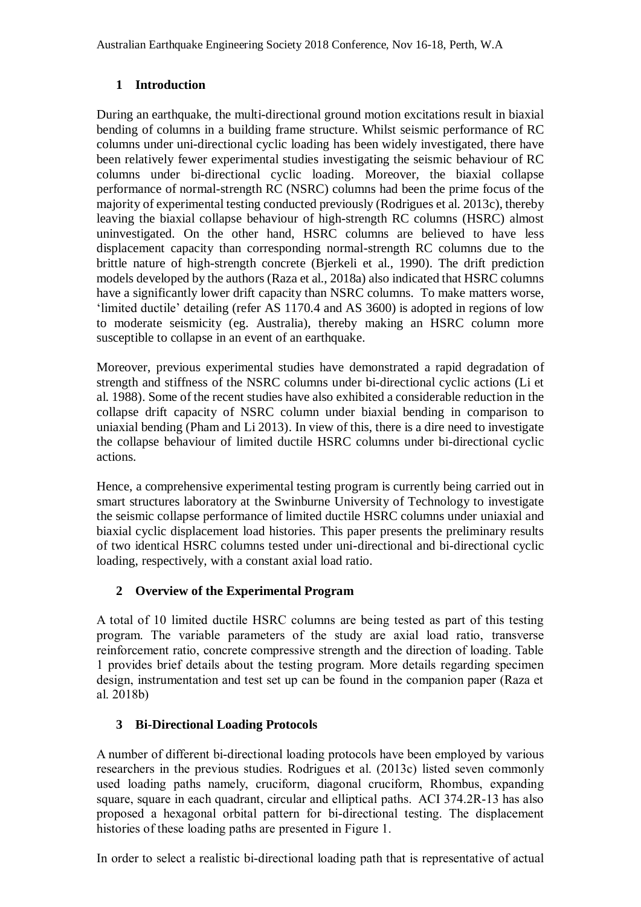## 1 Introduction

During an earthquake, the multi-directional ground motion excitations result in biaxial bending of columns in a building frame structure. Whilst seismic performance of RC columns under uni-directional cyclic loading has been widely investigated, there have been relatively fewer experimental studies investigating the seismic behaviour of RC columns under bi-directional cyclic loading. Moreover, the biaxial collapse performance of normal-strength RC (NSRC) columns had been the prime focus of the majority of experimental testing conducted previously (Rodrigues et al. 2013c), thereby leaving the biaxial collapse behaviour of high-strength RC columns (HSRC) almost uninvestigated. On the other hand, HSRC columns are believed to have less displacement capacity than corresponding normal-strength RC columns due to the brittle nature of high-strength concrete (Bjerkeli et al., 1990). The drift prediction models developed by the authors (Raza et al., 2018a) also indicated that HSRC columns have a significantly lower drift capacity than NSRC columns. To make matters worse, 'limited ductile' detailing (refer AS 1170.4 and AS 3600) is adopted in regions of low to moderate seismicity (eg. Australia), thereby making an HSRC column more susceptible to collapse in an event of an earthquake.

Moreover, previous experimental studies have demonstrated a rapid degradation of strength and stiffness of the NSRC columns under bi-directional cyclic actions (Li et al. 1988). Some of the recent studies have also exhibited a considerable reduction in the collapse drift capacity of NSRC column under biaxial bending in comparison to uniaxial bending (Pham and Li 2013). In view of this, there is a dire need to investigate the collapse behaviour of limited ductile HSRC columns under bi-directional cyclic actions.

Hence, a comprehensive experimental testing program is currently being carried out in smart structures laboratory at the Swinburne University of Technology to investigate the seismic collapse performance of limited ductile HSRC columns under uniaxial and biaxial cyclic displacement load histories. This paper presents the preliminary results of two identical HSRC columns tested under uni-directional and bi-directional cyclic loading, respectively, with a constant axial load ratio.

## 2 Overview of the Experimental Program

A total of 10 limited ductile HSRC columns are being tested as part of this testing program. The variable parameters of the study are axial load ratio, transverse reinforcement ratio, concrete compressive strength and the direction of loading. Table 1 provides brief details about the testing program. More details regarding specimen design, instrumentation and test set up can be found in the companion paper (Raza et al. 2018b)

## 3 Bi-Directional Loading Protocols

A number of different bi-directional loading protocols have been employed by various researchers in the previous studies. Rodrigues et al. (2013c) listed seven commonly used loading paths namely, cruciform, diagonal cruciform, Rhombus, expanding square, square in each quadrant, circular and elliptical paths. ACI 374.2R-13 has also proposed a hexagonal orbital pattern for bi-directional testing. The displacement histories of these loading paths are presented in Figure 1.

In order to select a realistic bi-directional loading path that is representative of actual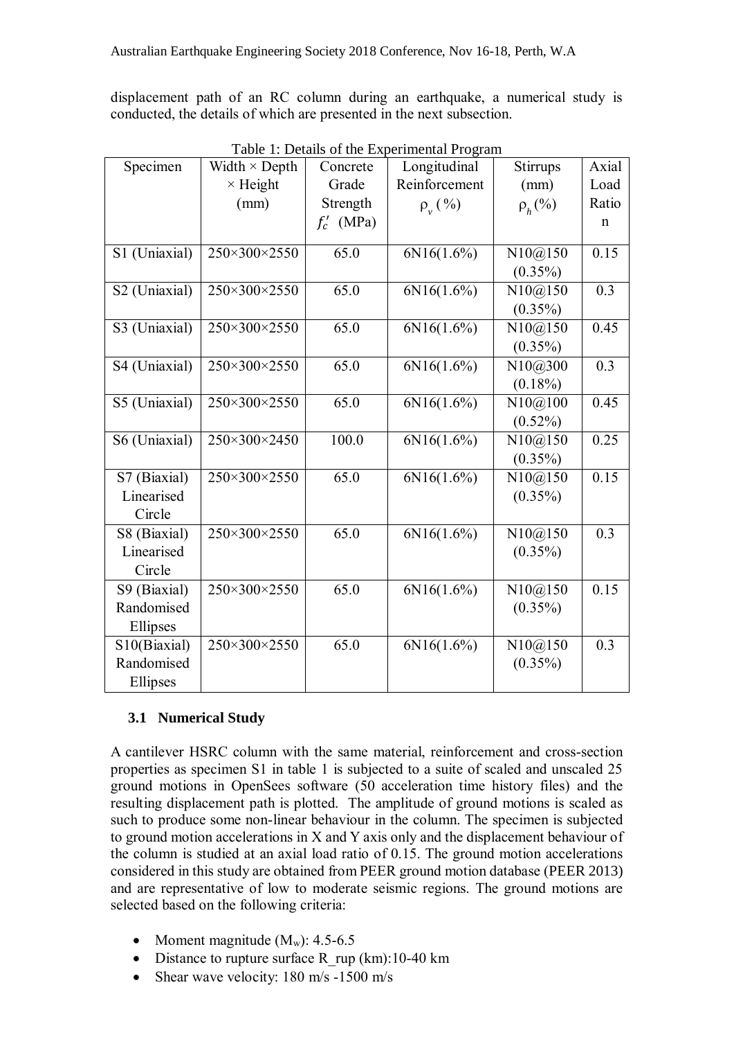displacement path of an RC column during an earthquake, a numerical study is conducted, the details of which are presented in the next subsection.

Table 1: Details of the Experimental Program

| Specimen | Width × Depth × Height (mm) | Concrete Grade Strength $f_c'$ (MPa) | Longitudinal Reinforcement $\rho_v$ (%) | Stirrups (mm) $\rho_h$(%) | Axial Load Ratio n |
|---|---|---|---|---|---|
| S1 (Uniaxial) | 250×300×2550 | 65.0 | 6N16(1.6%) | N10@150 (0.35%) | 0.15 |
| S2 (Uniaxial) | 250×300×2550 | 65.0 | 6N16(1.6%) | N10@150 (0.35%) | 0.3 |
| S3 (Uniaxial) | 250×300×2550 | 65.0 | 6N16(1.6%) | N10@150 (0.35%) | 0.45 |
| S4 (Uniaxial) | 250×300×2550 | 65.0 | 6N16(1.6%) | N10@300 (0.18%) | 0.3 |
| S5 (Uniaxial) | 250×300×2550 | 65.0 | 6N16(1.6%) | N10@100 (0.52%) | 0.45 |
| S6 (Uniaxial) | 250×300×2450 | 100.0 | 6N16(1.6%) | N10@150 (0.35%) | 0.25 |
| S7 (Biaxial) Linearised Circle | 250×300×2550 | 65.0 | 6N16(1.6%) | N10@150 (0.35%) | 0.15 |
| S8 (Biaxial) Linearised Circle | 250×300×2550 | 65.0 | 6N16(1.6%) | N10@150 (0.35%) | 0.3 |
| S9 (Biaxial) Randomised Ellipses | 250×300×2550 | 65.0 | 6N16(1.6%) | N10@150 (0.35%) | 0.15 |
| S10(Biaxial) Randomised Ellipses | 250×300×2550 | 65.0 | 6N16(1.6%) | N10@150 (0.35%) | 0.3 |

### 3.1 Numerical Study

A cantilever HSRC column with the same material, reinforcement and cross-section properties as specimen S1 in table 1 is subjected to a suite of scaled and unscaled 25 ground motions in OpenSees software (50 acceleration time history files) and the resulting displacement path is plotted. The amplitude of ground motions is scaled as such to produce some non-linear behaviour in the column. The specimen is subjected to ground motion accelerations in X and Y axis only and the displacement behaviour of the column is studied at an axial load ratio of 0.15. The ground motion accelerations considered in this study are obtained from PEER ground motion database (PEER 2013) and are representative of low to moderate seismic regions. The ground motions are selected based on the following criteria:

- Moment magnitude ($M_w$): 4.5-6.5
- Distance to rupture surface R_rup (km):10-40 km
- Shear wave velocity: 180 m/s -1500 m/s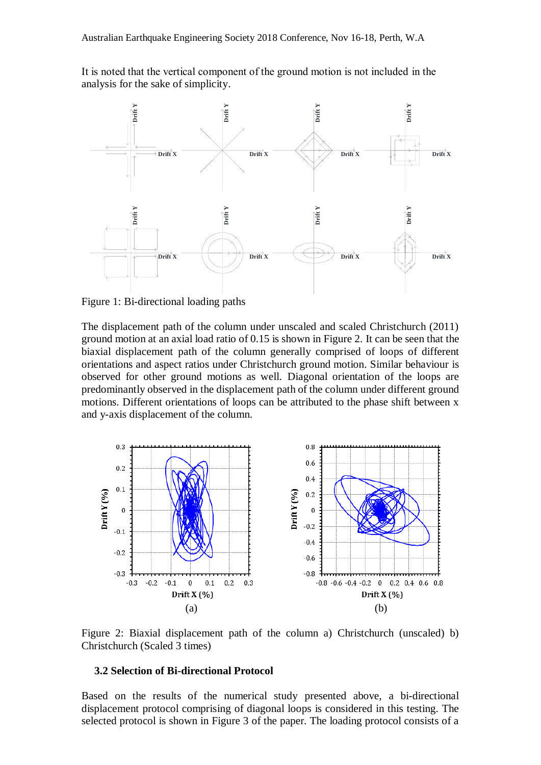It is noted that the vertical component of the ground motion is not included in the analysis for the sake of simplicity.

Figure 1: Bi-directional loading paths

The displacement path of the column under unscaled and scaled Christchurch (2011) ground motion at an axial load ratio of 0.15 is shown in Figure 2. It can be seen that the biaxial displacement path of the column generally comprised of loops of different orientations and aspect ratios under Christchurch ground motion. Similar behaviour is observed for other ground motions as well. Diagonal orientation of the loops are predominantly observed in the displacement path of the column under different ground motions. Different orientations of loops can be attributed to the phase shift between x and y-axis displacement of the column.

Figure 2: Biaxial displacement path of the column a) Christchurch (unscaled) b) Christchurch (Scaled 3 times)

### 3.2 Selection of Bi-directional Protocol

Based on the results of the numerical study presented above, a bi-directional displacement protocol comprising of diagonal loops is considered in this testing. The selected protocol is shown in Figure 3 of the paper. The loading protocol consists of a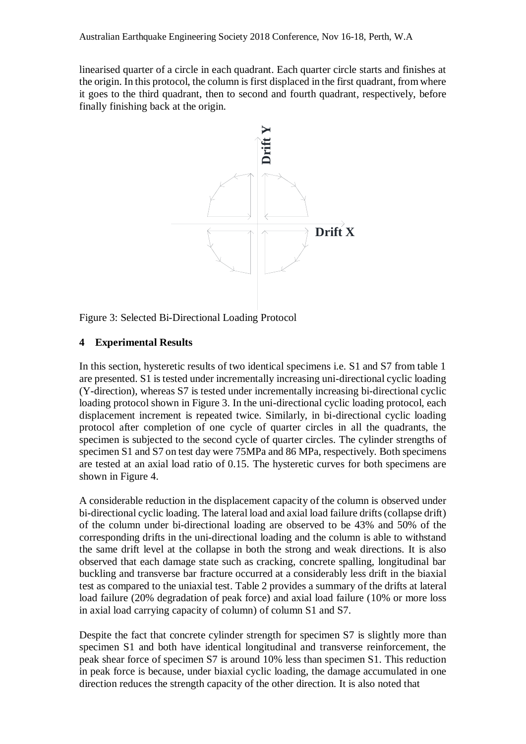linearised quarter of a circle in each quadrant. Each quarter circle starts and finishes at the origin. In this protocol, the column is first displaced in the first quadrant, from where it goes to the third quadrant, then to second and fourth quadrant, respectively, before finally finishing back at the origin.

Figure 3: Selected Bi-Directional Loading Protocol

## 4 Experimental Results

In this section, hysteretic results of two identical specimens i.e. S1 and S7 from table 1 are presented. S1 is tested under incrementally increasing uni-directional cyclic loading (Y-direction), whereas S7 is tested under incrementally increasing bi-directional cyclic loading protocol shown in Figure 3. In the uni-directional cyclic loading protocol, each displacement increment is repeated twice. Similarly, in bi-directional cyclic loading protocol after completion of one cycle of quarter circles in all the quadrants, the specimen is subjected to the second cycle of quarter circles. The cylinder strengths of specimen S1 and S7 on test day were 75MPa and 86 MPa, respectively. Both specimens are tested at an axial load ratio of 0.15. The hysteretic curves for both specimens are shown in Figure 4.

A considerable reduction in the displacement capacity of the column is observed under bi-directional cyclic loading. The lateral load and axial load failure drifts (collapse drift) of the column under bi-directional loading are observed to be 43% and 50% of the corresponding drifts in the uni-directional loading and the column is able to withstand the same drift level at the collapse in both the strong and weak directions. It is also observed that each damage state such as cracking, concrete spalling, longitudinal bar buckling and transverse bar fracture occurred at a considerably less drift in the biaxial test as compared to the uniaxial test. Table 2 provides a summary of the drifts at lateral load failure (20% degradation of peak force) and axial load failure (10% or more loss in axial load carrying capacity of column) of column S1 and S7.

Despite the fact that concrete cylinder strength for specimen S7 is slightly more than specimen S1 and both have identical longitudinal and transverse reinforcement, the peak shear force of specimen S7 is around 10% less than specimen S1. This reduction in peak force is because, under biaxial cyclic loading, the damage accumulated in one direction reduces the strength capacity of the other direction. It is also noted that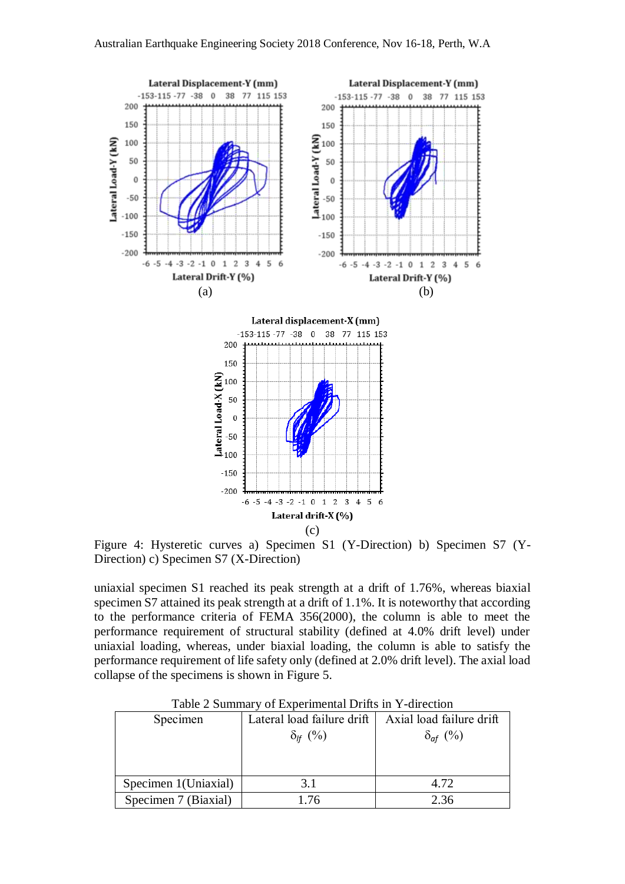Figure 4: Hysteretic curves a) Specimen S1 (Y-Direction) b) Specimen S7 (Y-Direction) c) Specimen S7 (X-Direction)

uniaxial specimen S1 reached its peak strength at a drift of 1.76%, whereas biaxial specimen S7 attained its peak strength at a drift of 1.1%. It is noteworthy that according to the performance criteria of FEMA 356(2000), the column is able to meet the performance requirement of structural stability (defined at 4.0% drift level) under uniaxial loading, whereas, under biaxial loading, the column is able to satisfy the performance requirement of life safety only (defined at 2.0% drift level). The axial load collapse of the specimens is shown in Figure 5.

Table 2 Summary of Experimental Drifts in Y-direction

| Specimen | Lateral load failure drift $\delta_{lf}$ (%) | Axial load failure drift $\delta_{af}$ (%) |
|---|---|---|
| Specimen 1(Uniaxial) | 3.1 | 4.72 |
| Specimen 7 (Biaxial) | 1.76 | 2.36 |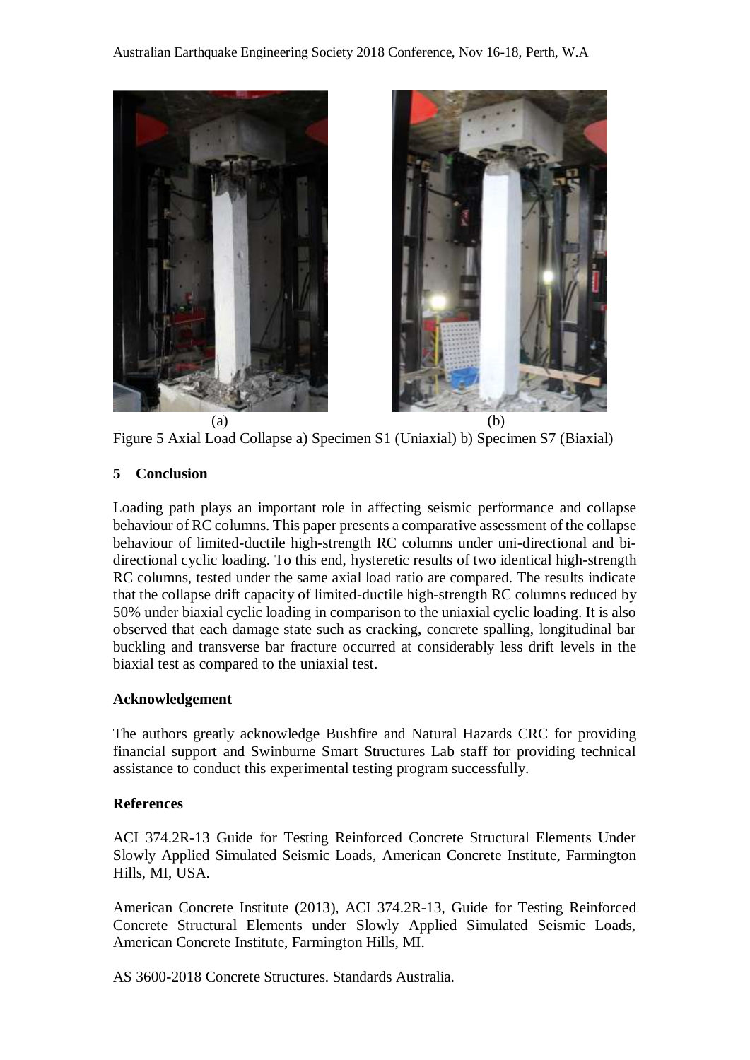(a) (b)

Figure 5 Axial Load Collapse a) Specimen S1 (Uniaxial) b) Specimen S7 (Biaxial)

## 5 Conclusion

Loading path plays an important role in affecting seismic performance and collapse behaviour of RC columns. This paper presents a comparative assessment of the collapse behaviour of limited-ductile high-strength RC columns under uni-directional and bi-directional cyclic loading. To this end, hysteretic results of two identical high-strength RC columns, tested under the same axial load ratio are compared. The results indicate that the collapse drift capacity of limited-ductile high-strength RC columns reduced by 50% under biaxial cyclic loading in comparison to the uniaxial cyclic loading. It is also observed that each damage state such as cracking, concrete spalling, longitudinal bar buckling and transverse bar fracture occurred at considerably less drift levels in the biaxial test as compared to the uniaxial test.

### Acknowledgement

The authors greatly acknowledge Bushfire and Natural Hazards CRC for providing financial support and Swinburne Smart Structures Lab staff for providing technical assistance to conduct this experimental testing program successfully.

### References

ACI 374.2R-13 Guide for Testing Reinforced Concrete Structural Elements Under Slowly Applied Simulated Seismic Loads, American Concrete Institute, Farmington Hills, MI, USA.

American Concrete Institute (2013), ACI 374.2R-13, Guide for Testing Reinforced Concrete Structural Elements under Slowly Applied Simulated Seismic Loads, American Concrete Institute, Farmington Hills, MI.

AS 3600-2018 Concrete Structures. Standards Australia.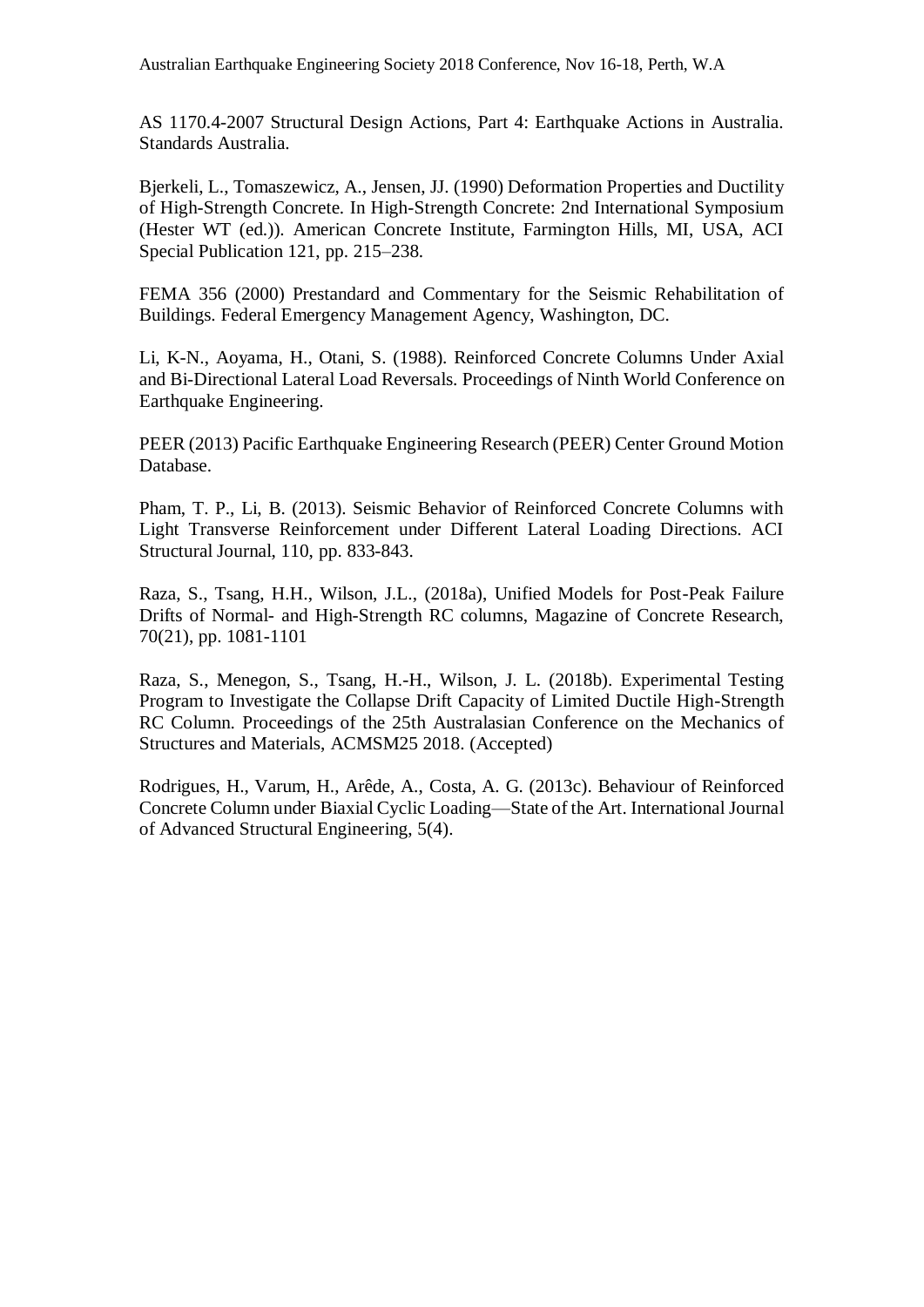AS 1170.4-2007 Structural Design Actions, Part 4: Earthquake Actions in Australia. Standards Australia.

Bjerkeli, L., Tomaszewicz, A., Jensen, JJ. (1990) Deformation Properties and Ductility of High-Strength Concrete. In High-Strength Concrete: 2nd International Symposium (Hester WT (ed.)). American Concrete Institute, Farmington Hills, MI, USA, ACI Special Publication 121, pp. 215–238.

FEMA 356 (2000) Prestandard and Commentary for the Seismic Rehabilitation of Buildings. Federal Emergency Management Agency, Washington, DC.

Li, K-N., Aoyama, H., Otani, S. (1988). Reinforced Concrete Columns Under Axial and Bi-Directional Lateral Load Reversals. Proceedings of Ninth World Conference on Earthquake Engineering.

PEER (2013) Pacific Earthquake Engineering Research (PEER) Center Ground Motion Database.

Pham, T. P., Li, B. (2013). Seismic Behavior of Reinforced Concrete Columns with Light Transverse Reinforcement under Different Lateral Loading Directions. ACI Structural Journal, 110, pp. 833-843.

Raza, S., Tsang, H.H., Wilson, J.L., (2018a), Unified Models for Post-Peak Failure Drifts of Normal- and High-Strength RC columns, Magazine of Concrete Research, 70(21), pp. 1081-1101

Raza, S., Menegon, S., Tsang, H.-H., Wilson, J. L. (2018b). Experimental Testing Program to Investigate the Collapse Drift Capacity of Limited Ductile High-Strength RC Column. Proceedings of the 25th Australasian Conference on the Mechanics of Structures and Materials, ACMSM25 2018. (Accepted)

Rodrigues, H., Varum, H., Arêde, A., Costa, A. G. (2013c). Behaviour of Reinforced Concrete Column under Biaxial Cyclic Loading—State of the Art. International Journal of Advanced Structural Engineering, 5(4).